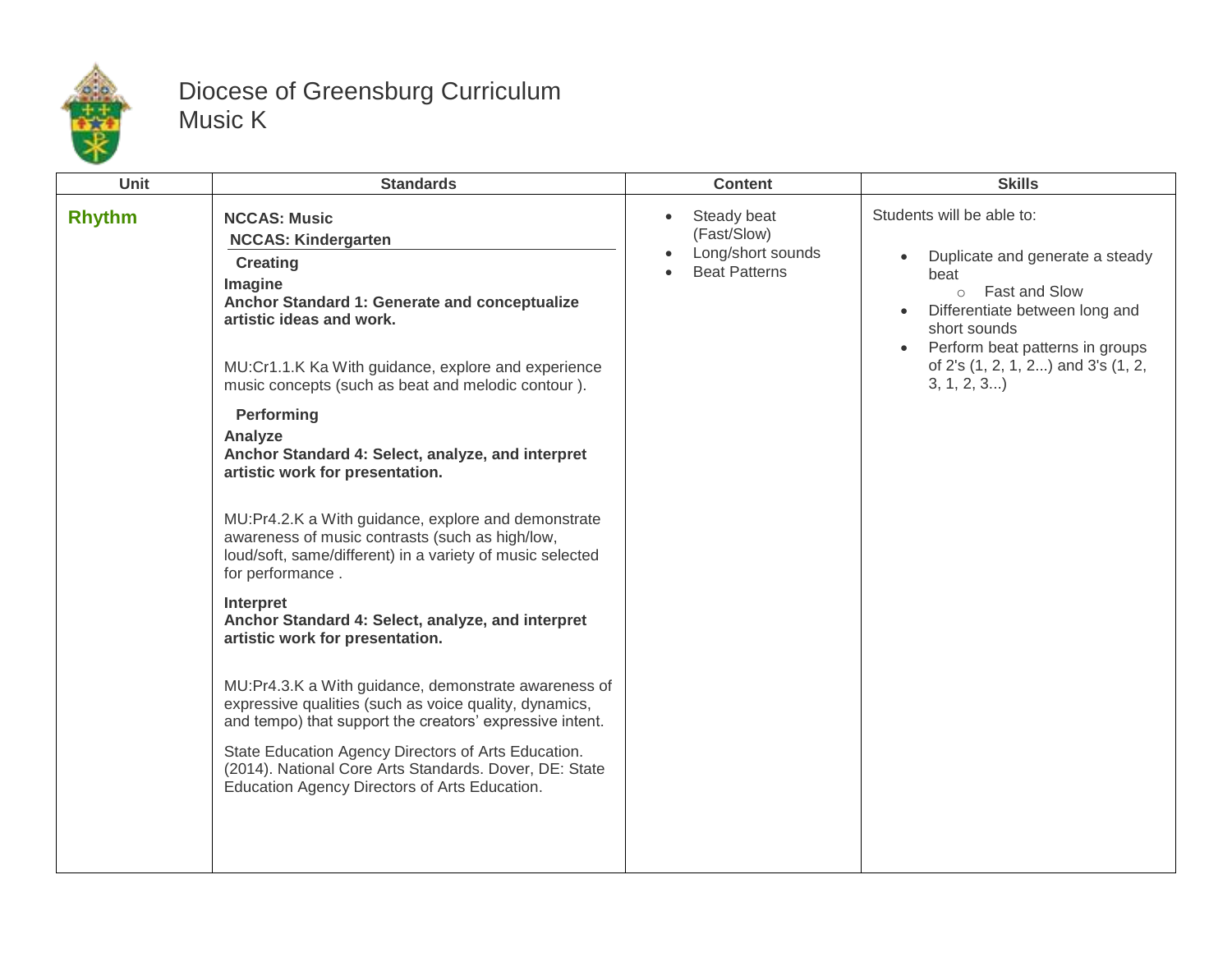# Diocese of Greensburg Curriculum
## Music K

| Unit | Standards | Content | Skills |
|---|---|---|---|
| **Rhythm** | **NCCAS: Music**<br>**NCCAS: Kindergarten**<br>**Creating**<br>**Imagine**<br>**Anchor Standard 1: Generate and conceptualize artistic ideas and work.**<br><br>MU:Cr1.1.K Ka With guidance, explore and experience music concepts (such as beat and melodic contour ).<br><br>**Performing**<br>**Analyze**<br>**Anchor Standard 4: Select, analyze, and interpret artistic work for presentation.**<br><br>MU:Pr4.2.K a With guidance, explore and demonstrate awareness of music contrasts (such as high/low, loud/soft, same/different) in a variety of music selected for performance .<br><br>**Interpret**<br>**Anchor Standard 4: Select, analyze, and interpret artistic work for presentation.**<br><br>MU:Pr4.3.K a With guidance, demonstrate awareness of expressive qualities (such as voice quality, dynamics, and tempo) that support the creators' expressive intent.<br><br>State Education Agency Directors of Arts Education. (2014). National Core Arts Standards. Dover, DE: State Education Agency Directors of Arts Education. | • Steady beat (Fast/Slow)<br>• Long/short sounds<br>• Beat Patterns | Students will be able to:<br><br>• Duplicate and generate a steady beat<br>&nbsp;&nbsp;&nbsp;&nbsp;○ Fast and Slow<br>• Differentiate between long and short sounds<br>• Perform beat patterns in groups of 2's (1, 2, 1, 2...) and 3's (1, 2, 3, 1, 2, 3...) |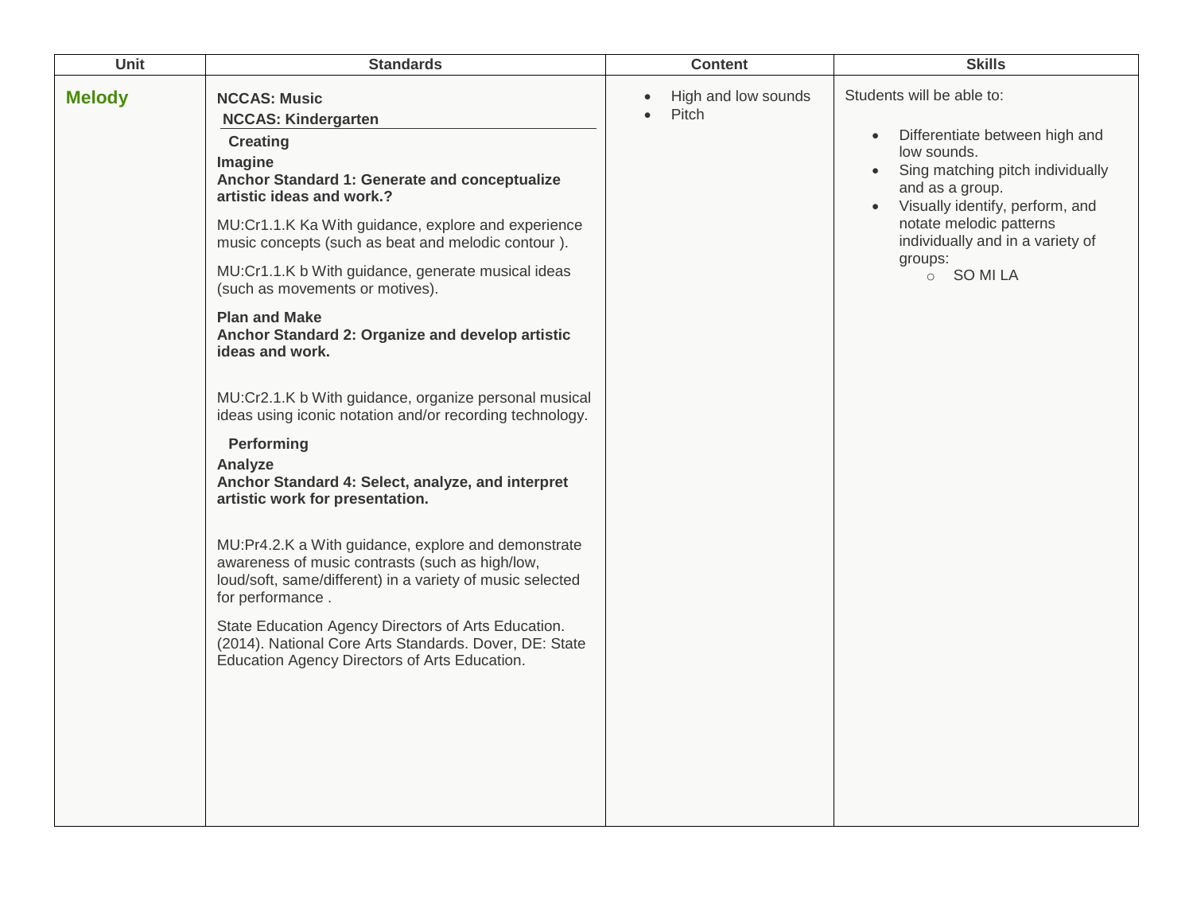| Unit | Standards | Content | Skills |
| --- | --- | --- | --- |
| **Melody** | **NCCAS: Music**<br>**NCCAS: Kindergarten**<br>**Creating**<br>**Imagine**<br>**Anchor Standard 1: Generate and conceptualize artistic ideas and work.?**<br><br>MU:Cr1.1.K Ka With guidance, explore and experience music concepts (such as beat and melodic contour ).<br><br>MU:Cr1.1.K b With guidance, generate musical ideas (such as movements or motives).<br><br>**Plan and Make**<br>**Anchor Standard 2: Organize and develop artistic ideas and work.**<br><br>MU:Cr2.1.K b With guidance, organize personal musical ideas using iconic notation and/or recording technology.<br><br>**Performing**<br>**Analyze**<br>**Anchor Standard 4: Select, analyze, and interpret artistic work for presentation.**<br><br>MU:Pr4.2.K a With guidance, explore and demonstrate awareness of music contrasts (such as high/low, loud/soft, same/different) in a variety of music selected for performance .<br><br>State Education Agency Directors of Arts Education. (2014). National Core Arts Standards. Dover, DE: State Education Agency Directors of Arts Education. | • High and low sounds<br>• Pitch | Students will be able to:<br><br>• Differentiate between high and low sounds.<br>• Sing matching pitch individually and as a group.<br>• Visually identify, perform, and notate melodic patterns individually and in a variety of groups:<br>  ○ SO MI LA |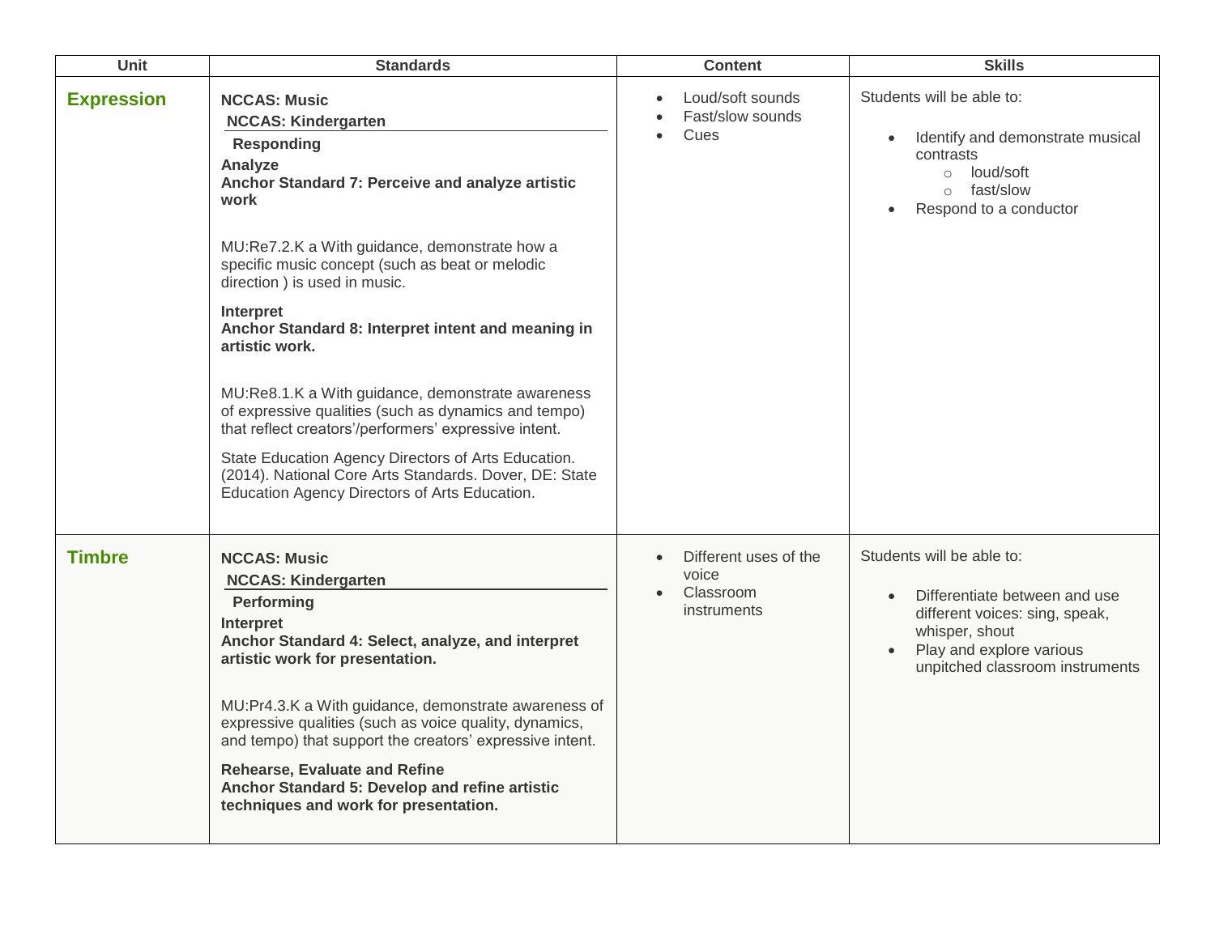| Unit | Standards | Content | Skills |
|---|---|---|---|
| **Expression** | **NCCAS: Music**<br>**NCCAS: Kindergarten**<br>**Responding**<br>**Analyze**<br>**Anchor Standard 7: Perceive and analyze artistic work**<br><br>MU:Re7.2.K a With guidance, demonstrate how a specific music concept (such as beat or melodic direction ) is used in music.<br><br>**Interpret**<br>**Anchor Standard 8: Interpret intent and meaning in artistic work.**<br><br>MU:Re8.1.K a With guidance, demonstrate awareness of expressive qualities (such as dynamics and tempo) that reflect creators'/performers' expressive intent.<br><br>State Education Agency Directors of Arts Education. (2014). National Core Arts Standards. Dover, DE: State Education Agency Directors of Arts Education. | • Loud/soft sounds<br>• Fast/slow sounds<br>• Cues | Students will be able to:<br><br>• Identify and demonstrate musical contrasts<br>  ○ loud/soft<br>  ○ fast/slow<br>• Respond to a conductor |
| **Timbre** | **NCCAS: Music**<br>**NCCAS: Kindergarten**<br>**Performing**<br>**Interpret**<br>**Anchor Standard 4: Select, analyze, and interpret artistic work for presentation.**<br><br>MU:Pr4.3.K a With guidance, demonstrate awareness of expressive qualities (such as voice quality, dynamics, and tempo) that support the creators' expressive intent.<br><br>**Rehearse, Evaluate and Refine**<br>**Anchor Standard 5: Develop and refine artistic techniques and work for presentation.** | • Different uses of the voice<br>• Classroom instruments | Students will be able to:<br><br>• Differentiate between and use different voices: sing, speak, whisper, shout<br>• Play and explore various unpitched classroom instruments |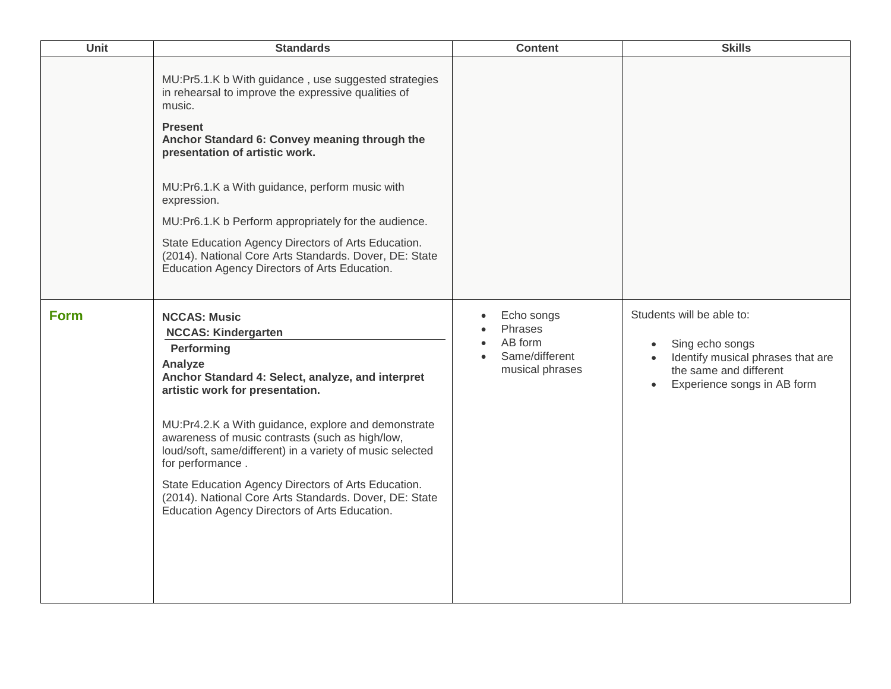| Unit | Standards | Content | Skills |
| --- | --- | --- | --- |
| | MU:Pr5.1.K b With guidance , use suggested strategies in rehearsal to improve the expressive qualities of music.<br><br>**Present**<br>**Anchor Standard 6: Convey meaning through the presentation of artistic work.**<br><br>MU:Pr6.1.K a With guidance, perform music with expression.<br><br>MU:Pr6.1.K b Perform appropriately for the audience.<br><br>State Education Agency Directors of Arts Education. (2014). National Core Arts Standards. Dover, DE: State Education Agency Directors of Arts Education. | | |
| **Form** | **NCCAS: Music**<br>**NCCAS: Kindergarten**<br>**Performing**<br>**Analyze**<br>**Anchor Standard 4: Select, analyze, and interpret artistic work for presentation.**<br><br>MU:Pr4.2.K a With guidance, explore and demonstrate awareness of music contrasts (such as high/low, loud/soft, same/different) in a variety of music selected for performance .<br><br>State Education Agency Directors of Arts Education. (2014). National Core Arts Standards. Dover, DE: State Education Agency Directors of Arts Education. | • Echo songs<br>• Phrases<br>• AB form<br>• Same/different musical phrases | Students will be able to:<br><br>• Sing echo songs<br>• Identify musical phrases that are the same and different<br>• Experience songs in AB form |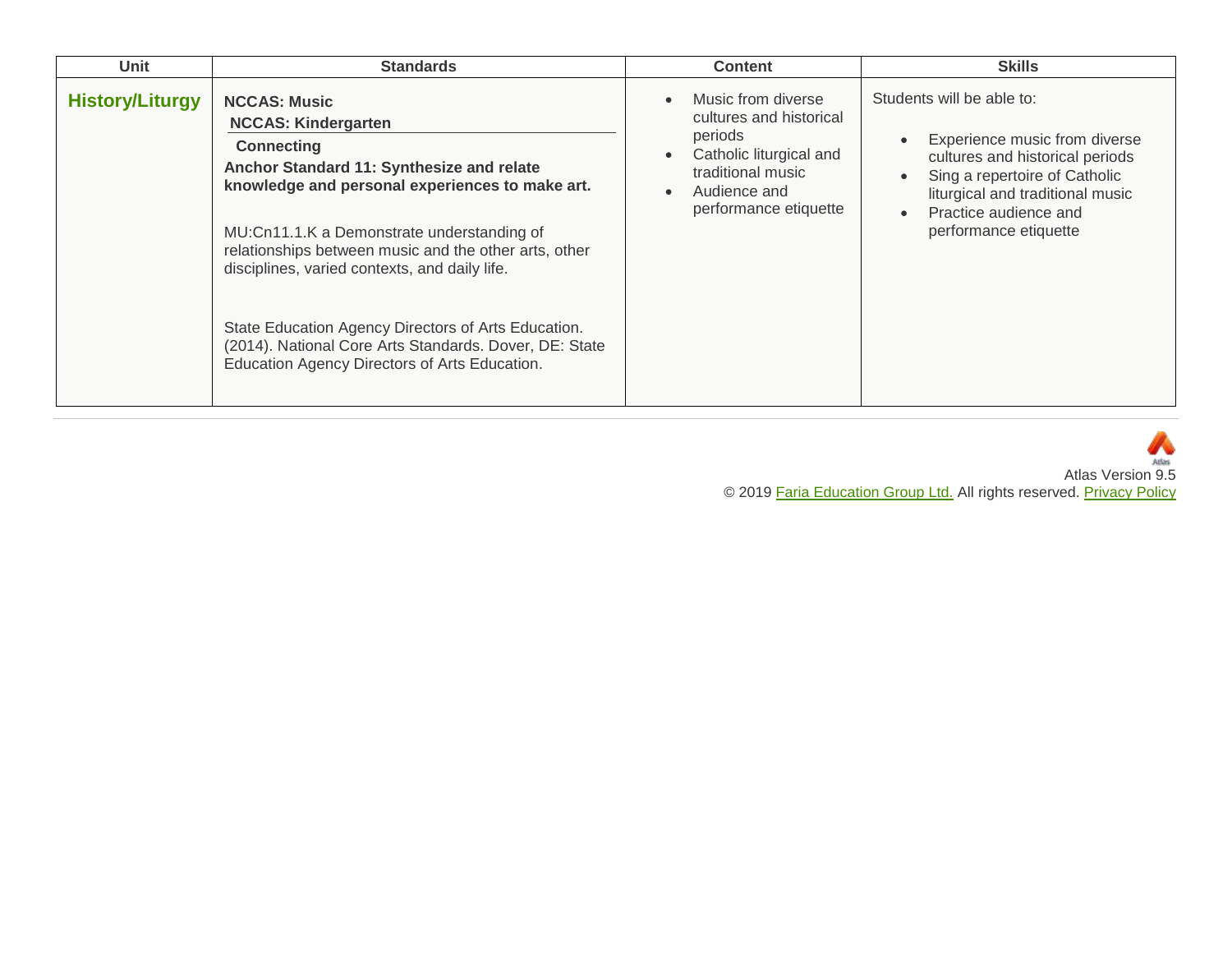| Unit | Standards | Content | Skills |
|---|---|---|---|
| **History/Liturgy** | **NCCAS: Music**<br>**NCCAS: Kindergarten**<br>**Connecting**<br>**Anchor Standard 11: Synthesize and relate knowledge and personal experiences to make art.**<br><br>MU:Cn11.1.K a Demonstrate understanding of relationships between music and the other arts, other disciplines, varied contexts, and daily life.<br><br>State Education Agency Directors of Arts Education. (2014). National Core Arts Standards. Dover, DE: State Education Agency Directors of Arts Education. | • Music from diverse cultures and historical periods<br>• Catholic liturgical and traditional music<br>• Audience and performance etiquette | Students will be able to:<br><br>• Experience music from diverse cultures and historical periods<br>• Sing a repertoire of Catholic liturgical and traditional music<br>• Practice audience and performance etiquette |

Atlas Version 9.5
© 2019 Faria Education Group Ltd. All rights reserved. Privacy Policy